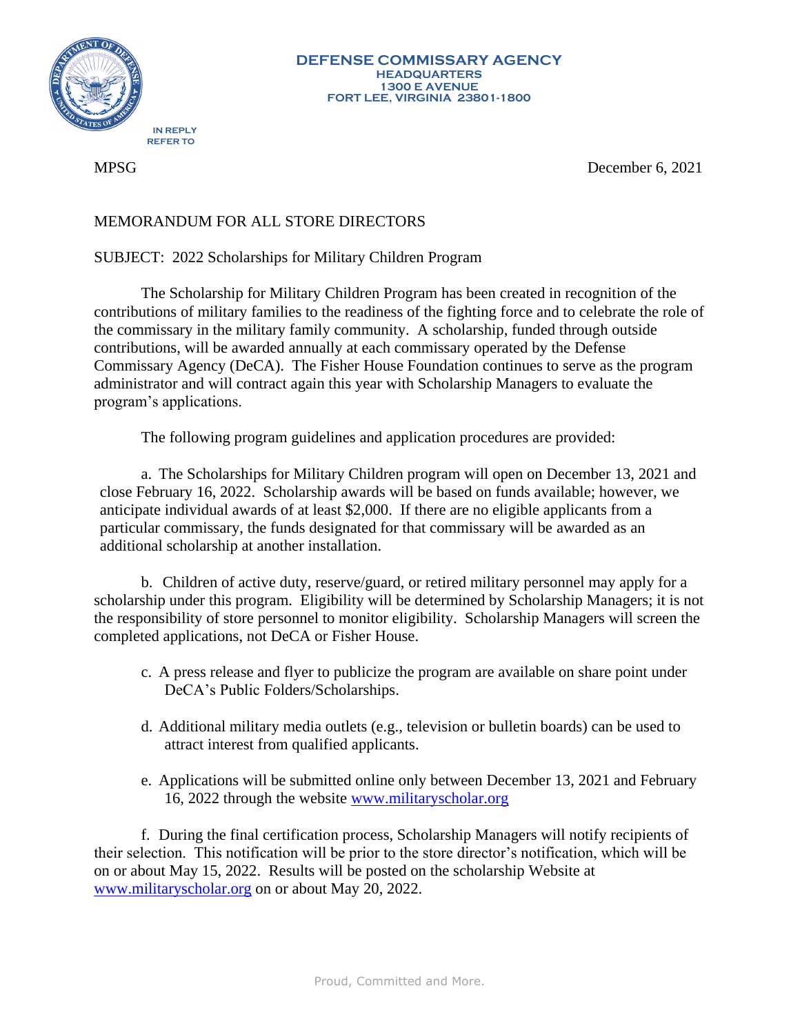DEFENSE COMMISSARY AGENCY
HEADQUARTERS
1300 E AVENUE
FORT LEE, VIRGINIA 23801-1800

IN REPLY REFER TO

MPSG

December 6, 2021

MEMORANDUM FOR ALL STORE DIRECTORS

SUBJECT: 2022 Scholarships for Military Children Program

The Scholarship for Military Children Program has been created in recognition of the contributions of military families to the readiness of the fighting force and to celebrate the role of the commissary in the military family community. A scholarship, funded through outside contributions, will be awarded annually at each commissary operated by the Defense Commissary Agency (DeCA). The Fisher House Foundation continues to serve as the program administrator and will contract again this year with Scholarship Managers to evaluate the program's applications.

The following program guidelines and application procedures are provided:

a. The Scholarships for Military Children program will open on December 13, 2021 and close February 16, 2022. Scholarship awards will be based on funds available; however, we anticipate individual awards of at least $2,000. If there are no eligible applicants from a particular commissary, the funds designated for that commissary will be awarded as an additional scholarship at another installation.

b. Children of active duty, reserve/guard, or retired military personnel may apply for a scholarship under this program. Eligibility will be determined by Scholarship Managers; it is not the responsibility of store personnel to monitor eligibility. Scholarship Managers will screen the completed applications, not DeCA or Fisher House.

c. A press release and flyer to publicize the program are available on share point under DeCA's Public Folders/Scholarships.

d. Additional military media outlets (e.g., television or bulletin boards) can be used to attract interest from qualified applicants.

e. Applications will be submitted online only between December 13, 2021 and February 16, 2022 through the website www.militaryscholar.org

f. During the final certification process, Scholarship Managers will notify recipients of their selection. This notification will be prior to the store director's notification, which will be on or about May 15, 2022. Results will be posted on the scholarship Website at www.militaryscholar.org on or about May 20, 2022.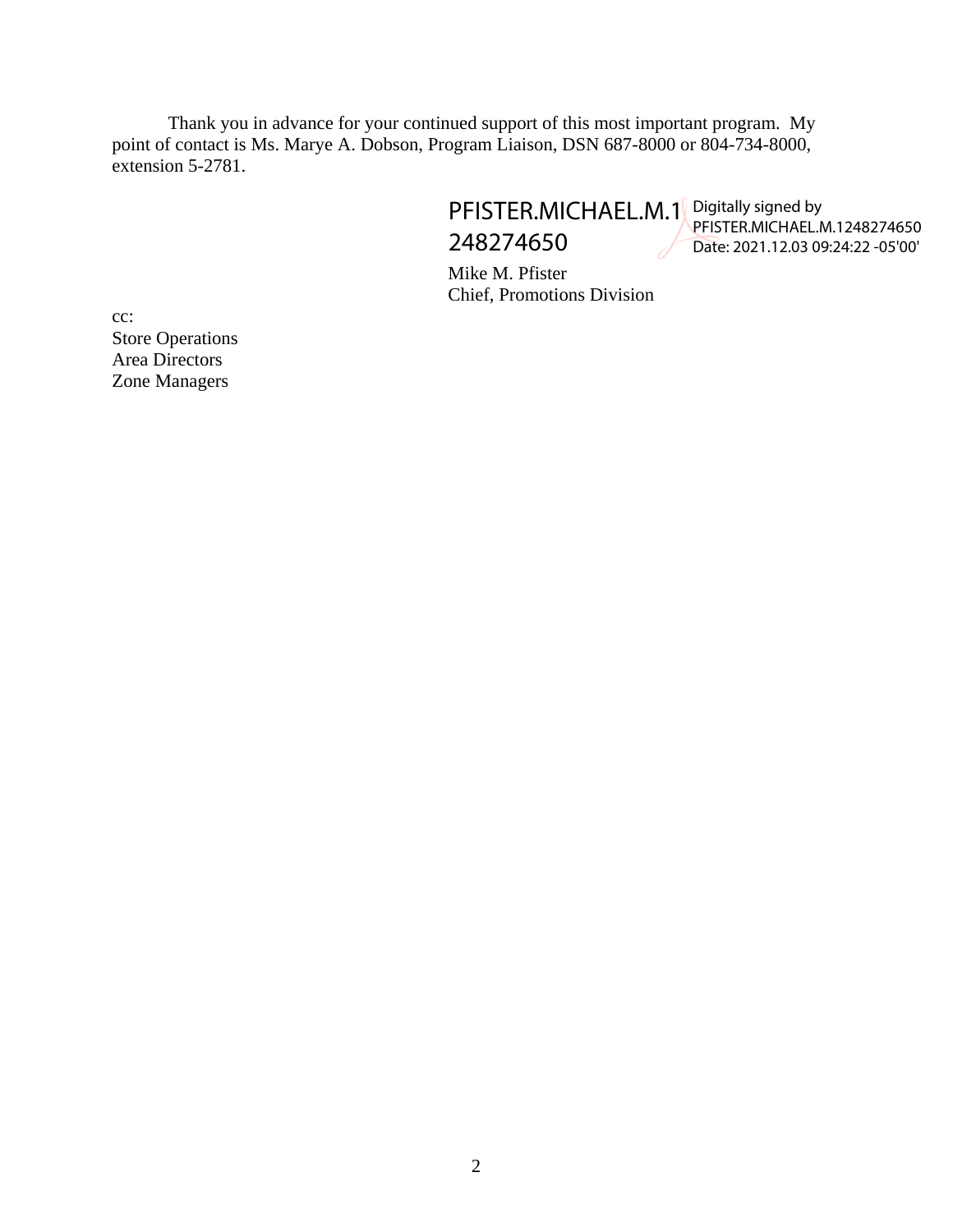Thank you in advance for your continued support of this most important program. My point of contact is Ms. Marye A. Dobson, Program Liaison, DSN 687-8000 or 804-734-8000, extension 5-2781.

PFISTER.MICHAEL.M.1248274650

Digitally signed by PFISTER.MICHAEL.M.1248274650
Date: 2021.12.03 09:24:22 -05'00'

Mike M. Pfister
Chief, Promotions Division

cc:
Store Operations
Area Directors
Zone Managers